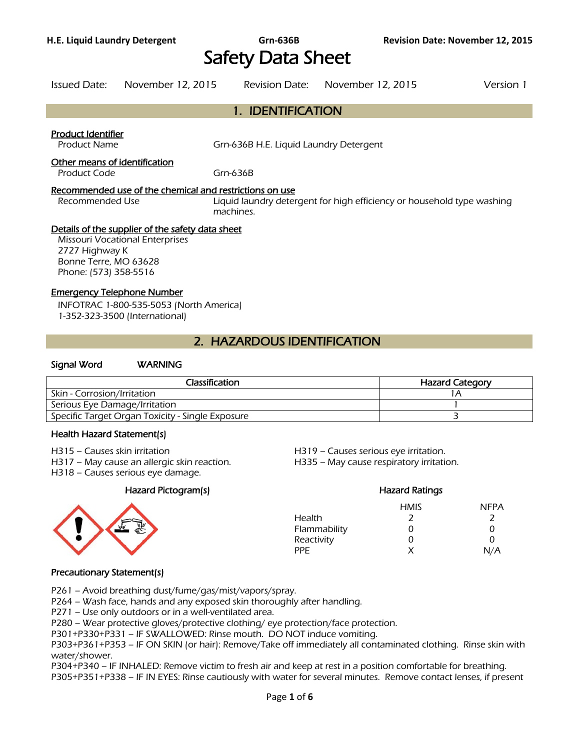# Safety Data Sheet

Issued Date: November 12, 2015 Revision Date: November 12, 2015 Version 1

## 1. IDENTIFICATION

**Product Identifier**

Product Name: Grn-636B H.E. Liquid Laundry Detergent

**Other means of identification**

Product Code: Grn-636B

**Recommended use of the chemical and restrictions on use**

Recommended Use: Liquid laundry detergent for high efficiency or household type washing machines.

**Details of the supplier of the safety data sheet**

Missouri Vocational Enterprises
2727 Highway K
Bonne Terre, MO 63628
Phone: (573) 358-5516

**Emergency Telephone Number**

INFOTRAC 1-800-535-5053 (North America)
1-352-323-3500 (International)

## 2. HAZARDOUS IDENTIFICATION

**Signal Word** WARNING

| Classification | Hazard Category |
|---|---|
| Skin - Corrosion/Irritation | 1A |
| Serious Eye Damage/Irritation | 1 |
| Specific Target Organ Toxicity - Single Exposure | 3 |

### Health Hazard Statement(s)

H315 – Causes skin irritation
H317 – May cause an allergic skin reaction.
H318 – Causes serious eye damage.
H319 – Causes serious eye irritation.
H335 – May cause respiratory irritation.

### Hazard Pictogram(s)

### Hazard Ratings

| | HMIS | NFPA |
|---|---|---|
| Health | 2 | 2 |
| Flammability | 0 | 0 |
| Reactivity | 0 | 0 |
| PPE | X | N/A |

### Precautionary Statement(s)

P261 – Avoid breathing dust/fume/gas/mist/vapors/spray.
P264 – Wash face, hands and any exposed skin thoroughly after handling.
P271 – Use only outdoors or in a well-ventilated area.
P280 – Wear protective gloves/protective clothing/ eye protection/face protection.
P301+P330+P331 – IF SWALLOWED: Rinse mouth. DO NOT induce vomiting.
P303+P361+P353 – IF ON SKIN (or hair): Remove/Take off immediately all contaminated clothing. Rinse skin with water/shower.
P304+P340 – IF INHALED: Remove victim to fresh air and keep at rest in a position comfortable for breathing.
P305+P351+P338 – IF IN EYES: Rinse cautiously with water for several minutes. Remove contact lenses, if present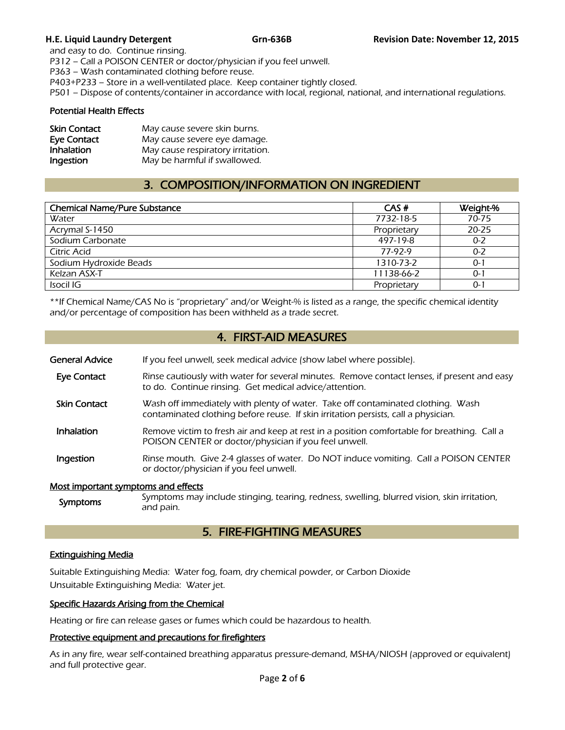and easy to do. Continue rinsing.
P312 – Call a POISON CENTER or doctor/physician if you feel unwell.
P363 – Wash contaminated clothing before reuse.
P403+P233 – Store in a well-ventilated place. Keep container tightly closed.
P501 – Dispose of contents/container in accordance with local, regional, national, and international regulations.

### Potential Health Effects

| | |
|---|---|
| **Skin Contact** | May cause severe skin burns. |
| **Eye Contact** | May cause severe eye damage. |
| **Inhalation** | May cause respiratory irritation. |
| **Ingestion** | May be harmful if swallowed. |

## 3. COMPOSITION/INFORMATION ON INGREDIENT

| Chemical Name/Pure Substance | CAS # | Weight-% |
|---|---|---|
| Water | 7732-18-5 | 70-75 |
| Acrymal S-1450 | Proprietary | 20-25 |
| Sodium Carbonate | 497-19-8 | 0-2 |
| Citric Acid | 77-92-9 | 0-2 |
| Sodium Hydroxide Beads | 1310-73-2 | 0-1 |
| Kelzan ASX-T | 11138-66-2 | 0-1 |
| Isocil IG | Proprietary | 0-1 |

**If Chemical Name/CAS No is "proprietary" and/or Weight-% is listed as a range, the specific chemical identity and/or percentage of composition has been withheld as a trade secret.

## 4. FIRST-AID MEASURES

| | |
|---|---|
| **General Advice** | If you feel unwell, seek medical advice (show label where possible). |
| **Eye Contact** | Rinse cautiously with water for several minutes. Remove contact lenses, if present and easy to do. Continue rinsing. Get medical advice/attention. |
| **Skin Contact** | Wash off immediately with plenty of water. Take off contaminated clothing. Wash contaminated clothing before reuse. If skin irritation persists, call a physician. |
| **Inhalation** | Remove victim to fresh air and keep at rest in a position comfortable for breathing. Call a POISON CENTER or doctor/physician if you feel unwell. |
| **Ingestion** | Rinse mouth. Give 2-4 glasses of water. Do NOT induce vomiting. Call a POISON CENTER or doctor/physician if you feel unwell. |

### Most important symptoms and effects

| | |
|---|---|
| **Symptoms** | Symptoms may include stinging, tearing, redness, swelling, blurred vision, skin irritation, and pain. |

## 5. FIRE-FIGHTING MEASURES

### Extinguishing Media

Suitable Extinguishing Media: Water fog, foam, dry chemical powder, or Carbon Dioxide
Unsuitable Extinguishing Media: Water jet.

### Specific Hazards Arising from the Chemical

Heating or fire can release gases or fumes which could be hazardous to health.

### Protective equipment and precautions for firefighters

As in any fire, wear self-contained breathing apparatus pressure-demand, MSHA/NIOSH (approved or equivalent) and full protective gear.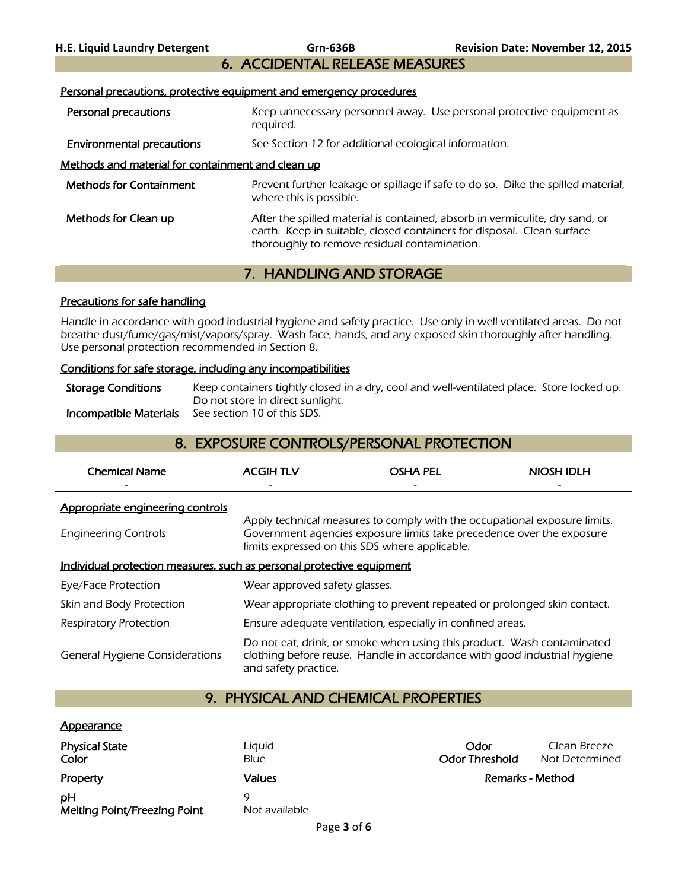## 6. ACCIDENTAL RELEASE MEASURES

### Personal precautions, protective equipment and emergency procedures

**Personal precautions** — Keep unnecessary personnel away. Use personal protective equipment as required.

**Environmental precautions** — See Section 12 for additional ecological information.

### Methods and material for containment and clean up

**Methods for Containment** — Prevent further leakage or spillage if safe to do so. Dike the spilled material, where this is possible.

**Methods for Clean up** — After the spilled material is contained, absorb in vermiculite, dry sand, or earth. Keep in suitable, closed containers for disposal. Clean surface thoroughly to remove residual contamination.

## 7. HANDLING AND STORAGE

### Precautions for safe handling

Handle in accordance with good industrial hygiene and safety practice. Use only in well ventilated areas. Do not breathe dust/fume/gas/mist/vapors/spray. Wash face, hands, and any exposed skin thoroughly after handling. Use personal protection recommended in Section 8.

### Conditions for safe storage, including any incompatibilities

**Storage Conditions** — Keep containers tightly closed in a dry, cool and well-ventilated place. Store locked up. Do not store in direct sunlight.

**Incompatible Materials** — See section 10 of this SDS.

## 8. EXPOSURE CONTROLS/PERSONAL PROTECTION

| Chemical Name | ACGIH TLV | OSHA PEL | NIOSH IDLH |
|---|---|---|---|
| - | - | - | - |

### Appropriate engineering controls

Engineering Controls — Apply technical measures to comply with the occupational exposure limits. Government agencies exposure limits take precedence over the exposure limits expressed on this SDS where applicable.

### Individual protection measures, such as personal protective equipment

Eye/Face Protection — Wear approved safety glasses.

Skin and Body Protection — Wear appropriate clothing to prevent repeated or prolonged skin contact.

Respiratory Protection — Ensure adequate ventilation, especially in confined areas.

General Hygiene Considerations — Do not eat, drink, or smoke when using this product. Wash contaminated clothing before reuse. Handle in accordance with good industrial hygiene and safety practice.

## 9. PHYSICAL AND CHEMICAL PROPERTIES

### Appearance

**Physical State** — Liquid
**Color** — Blue
**Odor** — Clean Breeze
**Odor Threshold** — Not Determined

| Property | Values | Remarks - Method |
|---|---|---|
| **pH** | 9 | |
| **Melting Point/Freezing Point** | Not available | |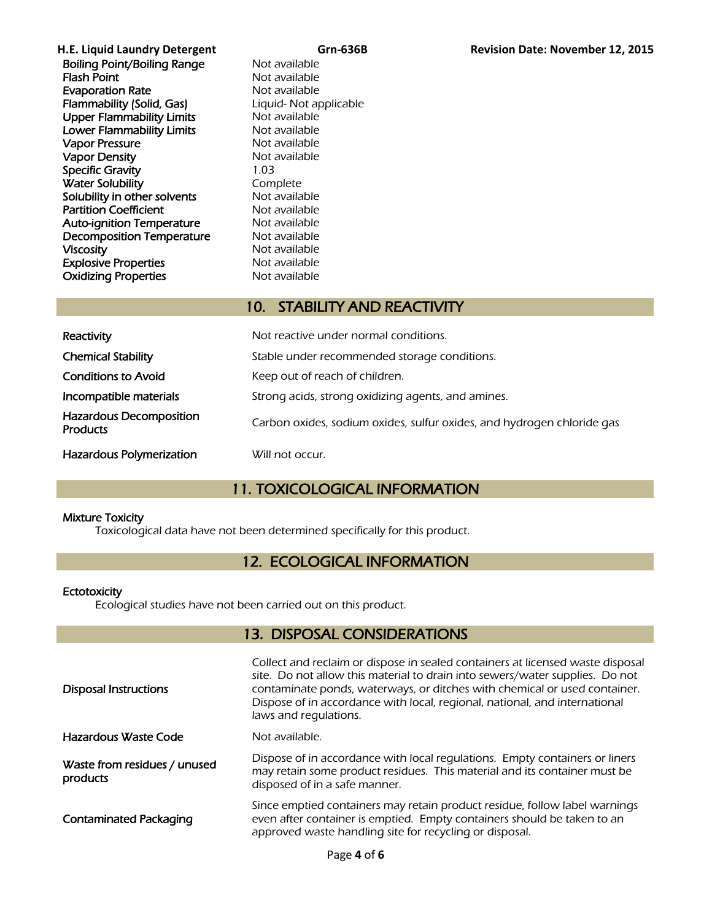| | |
|---|---|
| **Boiling Point/Boiling Range** | Not available |
| **Flash Point** | Not available |
| **Evaporation Rate** | Not available |
| **Flammability (Solid, Gas)** | Liquid- Not applicable |
| **Upper Flammability Limits** | Not available |
| **Lower Flammability Limits** | Not available |
| **Vapor Pressure** | Not available |
| **Vapor Density** | Not available |
| **Specific Gravity** | 1.03 |
| **Water Solubility** | Complete |
| **Solubility in other solvents** | Not available |
| **Partition Coefficient** | Not available |
| **Auto-ignition Temperature** | Not available |
| **Decomposition Temperature** | Not available |
| **Viscosity** | Not available |
| **Explosive Properties** | Not available |
| **Oxidizing Properties** | Not available |

## 10. STABILITY AND REACTIVITY

| | |
|---|---|
| **Reactivity** | Not reactive under normal conditions. |
| **Chemical Stability** | Stable under recommended storage conditions. |
| **Conditions to Avoid** | Keep out of reach of children. |
| **Incompatible materials** | Strong acids, strong oxidizing agents, and amines. |
| **Hazardous Decomposition Products** | Carbon oxides, sodium oxides, sulfur oxides, and hydrogen chloride gas |
| **Hazardous Polymerization** | Will not occur. |

## 11. TOXICOLOGICAL INFORMATION

**Mixture Toxicity**

Toxicological data have not been determined specifically for this product.

## 12. ECOLOGICAL INFORMATION

**Ectotoxicity**

Ecological studies have not been carried out on this product.

## 13. DISPOSAL CONSIDERATIONS

| | |
|---|---|
| **Disposal Instructions** | Collect and reclaim or dispose in sealed containers at licensed waste disposal site. Do not allow this material to drain into sewers/water supplies. Do not contaminate ponds, waterways, or ditches with chemical or used container. Dispose of in accordance with local, regional, national, and international laws and regulations. |
| **Hazardous Waste Code** | Not available. |
| **Waste from residues / unused products** | Dispose of in accordance with local regulations. Empty containers or liners may retain some product residues. This material and its container must be disposed of in a safe manner. |
| **Contaminated Packaging** | Since emptied containers may retain product residue, follow label warnings even after container is emptied. Empty containers should be taken to an approved waste handling site for recycling or disposal. |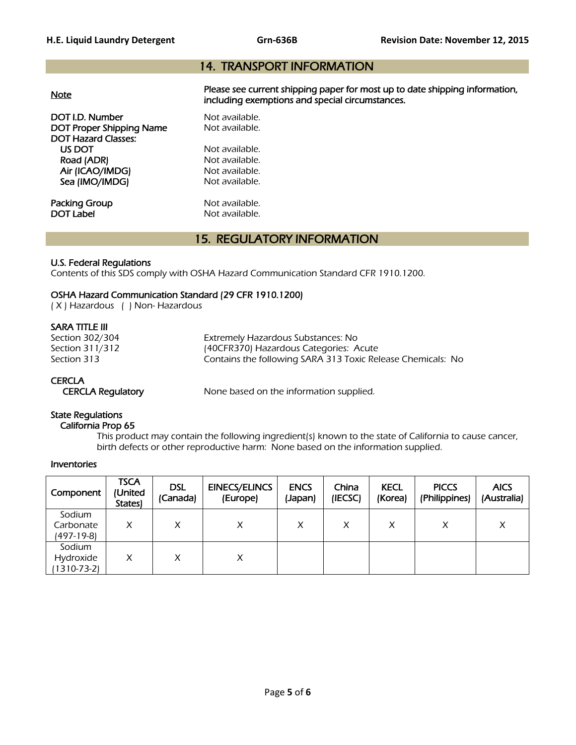## 14. TRANSPORT INFORMATION

**Note** — **Please see current shipping paper for most up to date shipping information, including exemptions and special circumstances.**

| | |
|---|---|
| **DOT I.D. Number** | Not available. |
| **DOT Proper Shipping Name** | Not available. |
| **DOT Hazard Classes:** | |
| **US DOT** | Not available. |
| **Road (ADR)** | Not available. |
| **Air (ICAO/IMDG)** | Not available. |
| **Sea (IMO/IMDG)** | Not available. |
| **Packing Group** | Not available. |
| **DOT Label** | Not available. |

## 15. REGULATORY INFORMATION

**U.S. Federal Regulations**

Contents of this SDS comply with OSHA Hazard Communication Standard CFR 1910.1200.

**OSHA Hazard Communication Standard (29 CFR 1910.1200)**

( X ) Hazardous ( ) Non- Hazardous

**SARA TITLE III**

| | |
|---|---|
| Section 302/304 | Extremely Hazardous Substances: No |
| Section 311/312 | (40CFR370) Hazardous Categories: Acute |
| Section 313 | Contains the following SARA 313 Toxic Release Chemicals: No |

**CERCLA**

**CERCLA Regulatory** — None based on the information supplied.

**State Regulations**

**California Prop 65**

This product may contain the following ingredient(s) known to the state of California to cause cancer, birth defects or other reproductive harm: None based on the information supplied.

**Inventories**

| Component | TSCA (United States) | DSL (Canada) | EINECS/ELINCS (Europe) | ENCS (Japan) | China (IECSC) | KECL (Korea) | PICCS (Philippines) | AICS (Australia) |
|---|---|---|---|---|---|---|---|---|
| Sodium Carbonate (497-19-8) | X | X | X | X | X | X | X | X |
| Sodium Hydroxide (1310-73-2) | X | X | X | | | | | |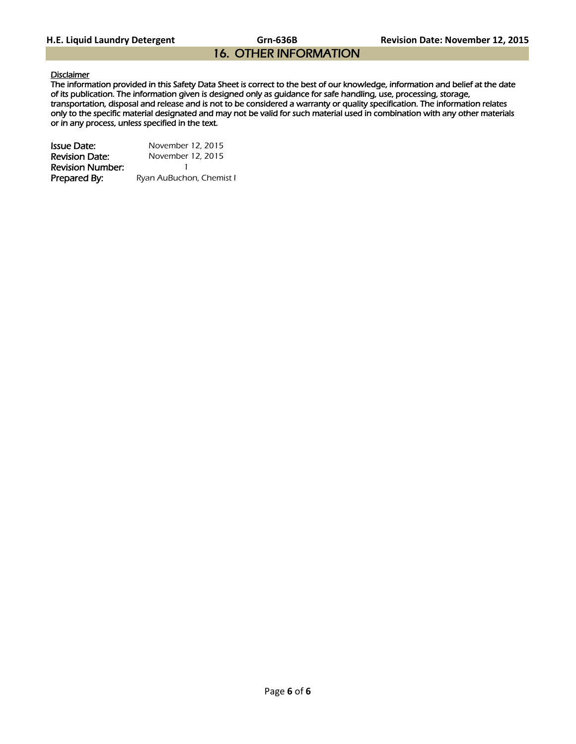## 16. OTHER INFORMATION

Disclaimer

The information provided in this Safety Data Sheet is correct to the best of our knowledge, information and belief at the date of its publication. The information given is designed only as guidance for safe handling, use, processing, storage, transportation, disposal and release and is not to be considered a warranty or quality specification. The information relates only to the specific material designated and may not be valid for such material used in combination with any other materials or in any process, unless specified in the text.

| | |
|---|---|
| **Issue Date:** | November 12, 2015 |
| **Revision Date:** | November 12, 2015 |
| **Revision Number:** | 1 |
| **Prepared By:** | Ryan AuBuchon, Chemist I |